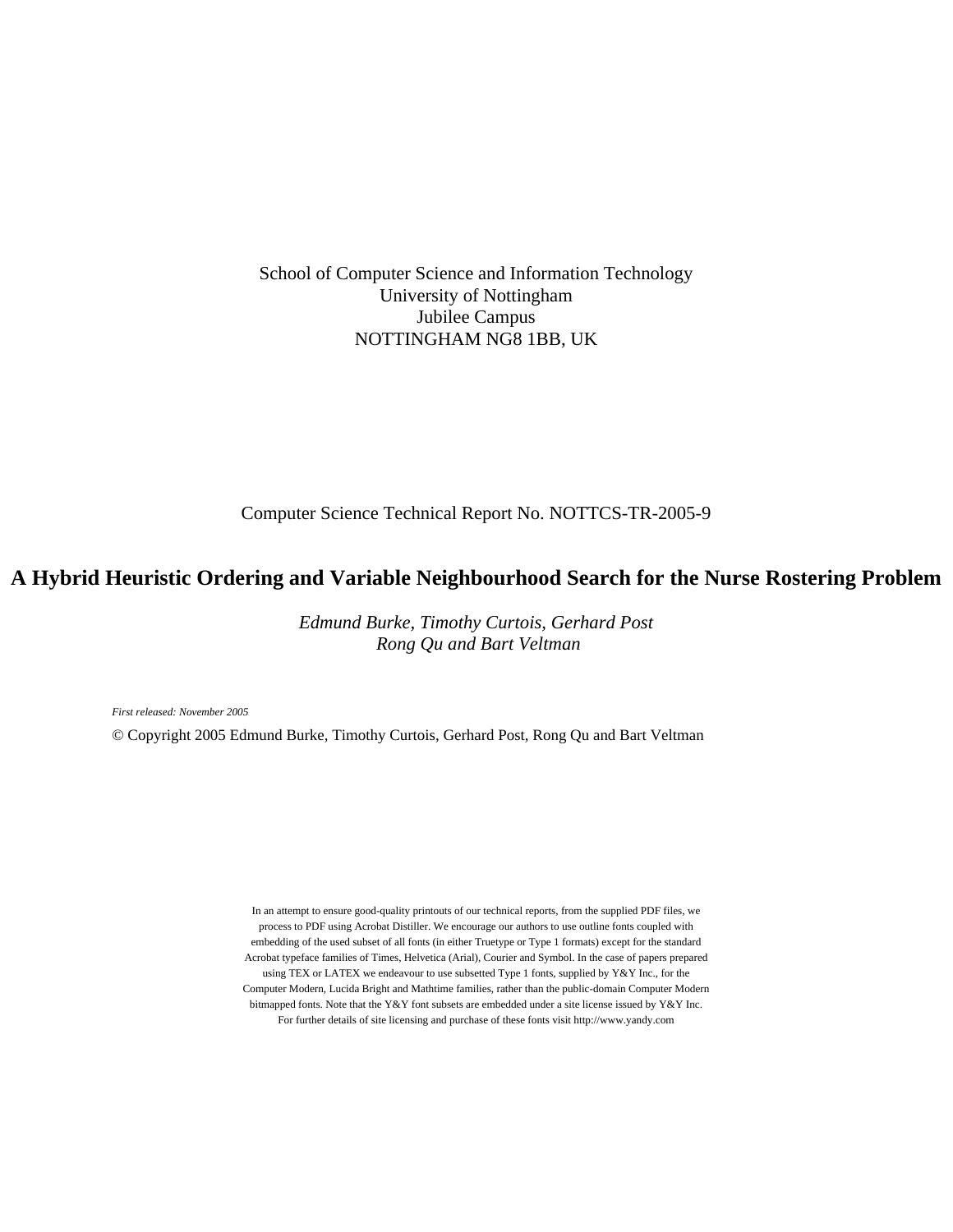School of Computer Science and Information Technology
University of Nottingham
Jubilee Campus
NOTTINGHAM NG8 1BB, UK

Computer Science Technical Report No. NOTTCS-TR-2005-9

# A Hybrid Heuristic Ordering and Variable Neighbourhood Search for the Nurse Rostering Problem

*Edmund Burke, Timothy Curtois, Gerhard Post*
*Rong Qu and Bart Veltman*

*First released: November 2005*

© Copyright 2005 Edmund Burke, Timothy Curtois, Gerhard Post, Rong Qu and Bart Veltman

In an attempt to ensure good-quality printouts of our technical reports, from the supplied PDF files, we process to PDF using Acrobat Distiller. We encourage our authors to use outline fonts coupled with embedding of the used subset of all fonts (in either Truetype or Type 1 formats) except for the standard Acrobat typeface families of Times, Helvetica (Arial), Courier and Symbol. In the case of papers prepared using TEX or LATEX we endeavour to use subsetted Type 1 fonts, supplied by Y&Y Inc., for the Computer Modern, Lucida Bright and Mathtime families, rather than the public-domain Computer Modern bitmapped fonts. Note that the Y&Y font subsets are embedded under a site license issued by Y&Y Inc. For further details of site licensing and purchase of these fonts visit http://www.yandy.com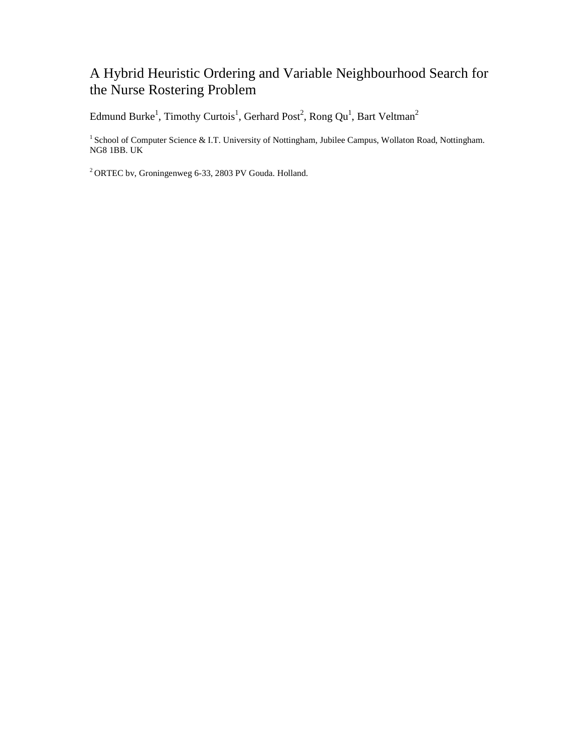# A Hybrid Heuristic Ordering and Variable Neighbourhood Search for the Nurse Rostering Problem

Edmund Burke[1], Timothy Curtois[1], Gerhard Post[2], Rong Qu[1], Bart Veltman[2]

[1] School of Computer Science & I.T. University of Nottingham, Jubilee Campus, Wollaton Road, Nottingham. NG8 1BB. UK

[2] ORTEC bv, Groningenweg 6-33, 2803 PV Gouda. Holland.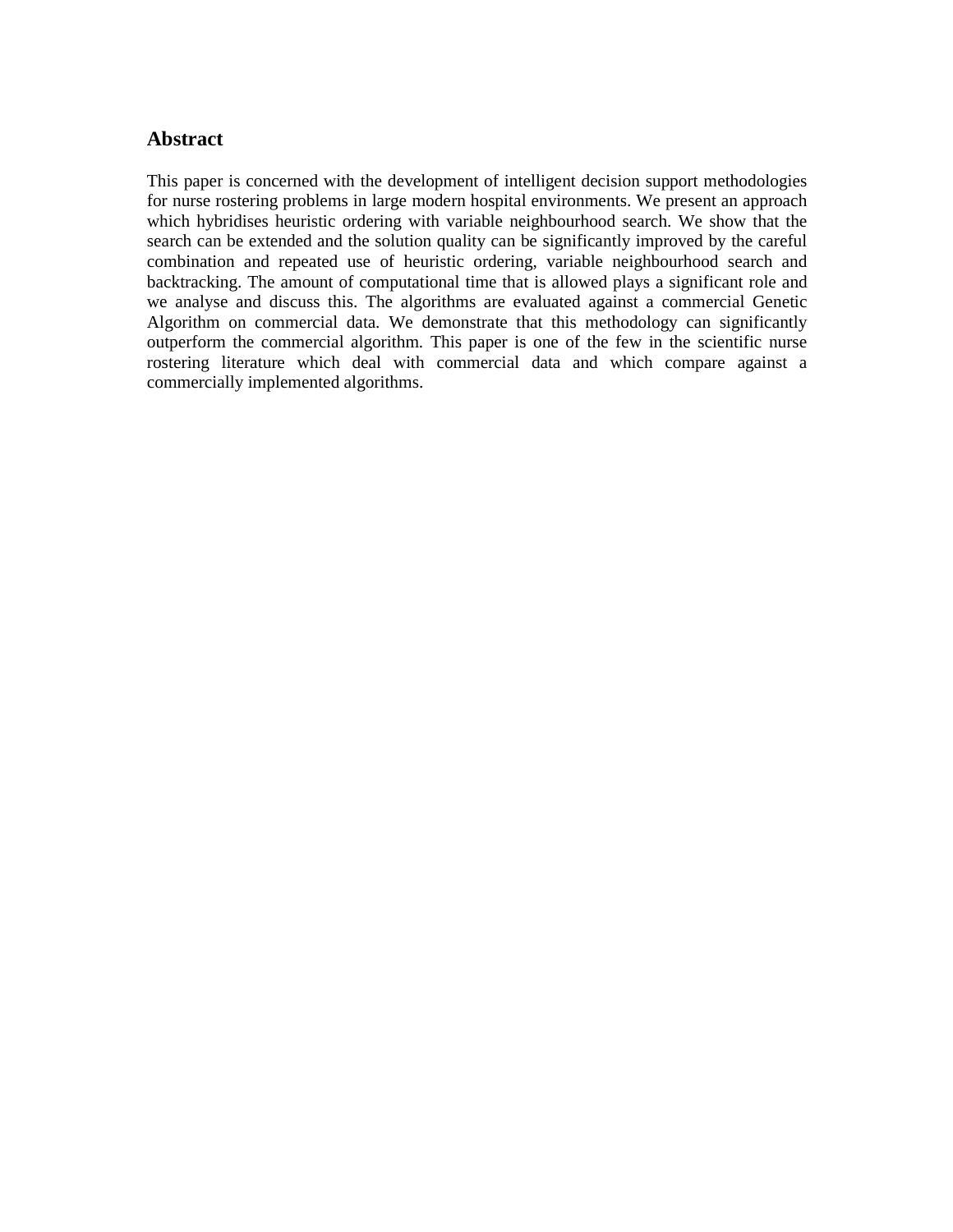## Abstract

This paper is concerned with the development of intelligent decision support methodologies for nurse rostering problems in large modern hospital environments. We present an approach which hybridises heuristic ordering with variable neighbourhood search. We show that the search can be extended and the solution quality can be significantly improved by the careful combination and repeated use of heuristic ordering, variable neighbourhood search and backtracking. The amount of computational time that is allowed plays a significant role and we analyse and discuss this. The algorithms are evaluated against a commercial Genetic Algorithm on commercial data. We demonstrate that this methodology can significantly outperform the commercial algorithm. This paper is one of the few in the scientific nurse rostering literature which deal with commercial data and which compare against a commercially implemented algorithms.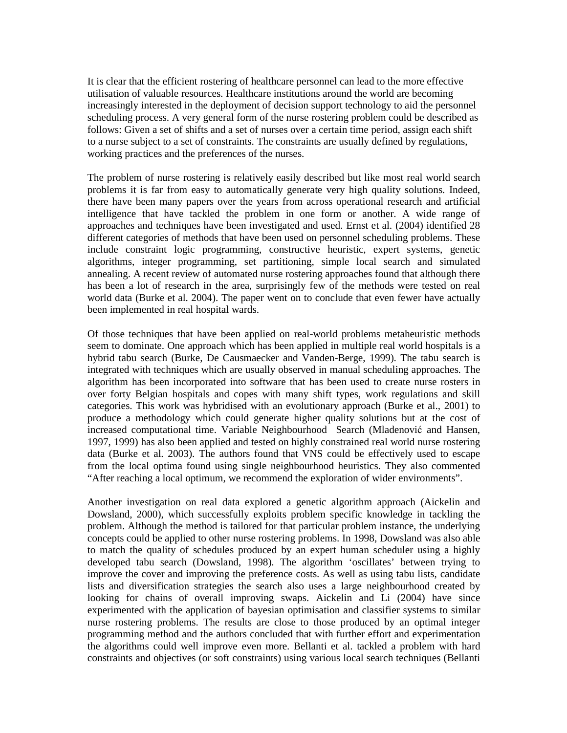It is clear that the efficient rostering of healthcare personnel can lead to the more effective utilisation of valuable resources. Healthcare institutions around the world are becoming increasingly interested in the deployment of decision support technology to aid the personnel scheduling process. A very general form of the nurse rostering problem could be described as follows: Given a set of shifts and a set of nurses over a certain time period, assign each shift to a nurse subject to a set of constraints. The constraints are usually defined by regulations, working practices and the preferences of the nurses.

The problem of nurse rostering is relatively easily described but like most real world search problems it is far from easy to automatically generate very high quality solutions. Indeed, there have been many papers over the years from across operational research and artificial intelligence that have tackled the problem in one form or another. A wide range of approaches and techniques have been investigated and used. Ernst et al. (2004) identified 28 different categories of methods that have been used on personnel scheduling problems. These include constraint logic programming, constructive heuristic, expert systems, genetic algorithms, integer programming, set partitioning, simple local search and simulated annealing. A recent review of automated nurse rostering approaches found that although there has been a lot of research in the area, surprisingly few of the methods were tested on real world data (Burke et al. 2004). The paper went on to conclude that even fewer have actually been implemented in real hospital wards.

Of those techniques that have been applied on real-world problems metaheuristic methods seem to dominate. One approach which has been applied in multiple real world hospitals is a hybrid tabu search (Burke, De Causmaecker and Vanden-Berge, 1999). The tabu search is integrated with techniques which are usually observed in manual scheduling approaches. The algorithm has been incorporated into software that has been used to create nurse rosters in over forty Belgian hospitals and copes with many shift types, work regulations and skill categories. This work was hybridised with an evolutionary approach (Burke et al., 2001) to produce a methodology which could generate higher quality solutions but at the cost of increased computational time. Variable Neighbourhood Search (Mladenović and Hansen, 1997, 1999) has also been applied and tested on highly constrained real world nurse rostering data (Burke et al. 2003). The authors found that VNS could be effectively used to escape from the local optima found using single neighbourhood heuristics. They also commented "After reaching a local optimum, we recommend the exploration of wider environments".

Another investigation on real data explored a genetic algorithm approach (Aickelin and Dowsland, 2000), which successfully exploits problem specific knowledge in tackling the problem. Although the method is tailored for that particular problem instance, the underlying concepts could be applied to other nurse rostering problems. In 1998, Dowsland was also able to match the quality of schedules produced by an expert human scheduler using a highly developed tabu search (Dowsland, 1998). The algorithm 'oscillates' between trying to improve the cover and improving the preference costs. As well as using tabu lists, candidate lists and diversification strategies the search also uses a large neighbourhood created by looking for chains of overall improving swaps. Aickelin and Li (2004) have since experimented with the application of bayesian optimisation and classifier systems to similar nurse rostering problems. The results are close to those produced by an optimal integer programming method and the authors concluded that with further effort and experimentation the algorithms could well improve even more. Bellanti et al. tackled a problem with hard constraints and objectives (or soft constraints) using various local search techniques (Bellanti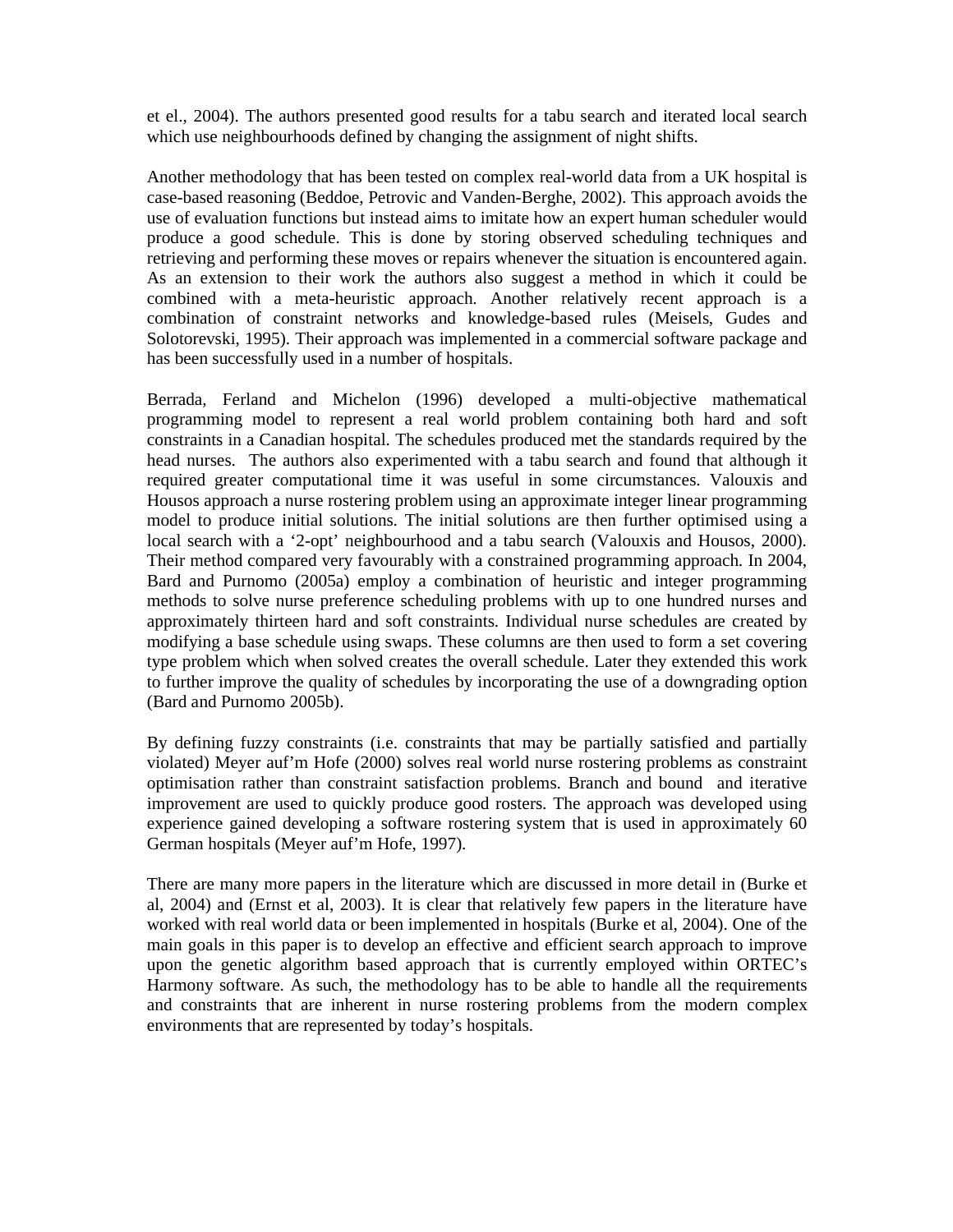et el., 2004). The authors presented good results for a tabu search and iterated local search which use neighbourhoods defined by changing the assignment of night shifts.

Another methodology that has been tested on complex real-world data from a UK hospital is case-based reasoning (Beddoe, Petrovic and Vanden-Berghe, 2002). This approach avoids the use of evaluation functions but instead aims to imitate how an expert human scheduler would produce a good schedule. This is done by storing observed scheduling techniques and retrieving and performing these moves or repairs whenever the situation is encountered again. As an extension to their work the authors also suggest a method in which it could be combined with a meta-heuristic approach. Another relatively recent approach is a combination of constraint networks and knowledge-based rules (Meisels, Gudes and Solotorevski, 1995). Their approach was implemented in a commercial software package and has been successfully used in a number of hospitals.

Berrada, Ferland and Michelon (1996) developed a multi-objective mathematical programming model to represent a real world problem containing both hard and soft constraints in a Canadian hospital. The schedules produced met the standards required by the head nurses. The authors also experimented with a tabu search and found that although it required greater computational time it was useful in some circumstances. Valouxis and Housos approach a nurse rostering problem using an approximate integer linear programming model to produce initial solutions. The initial solutions are then further optimised using a local search with a '2-opt' neighbourhood and a tabu search (Valouxis and Housos, 2000). Their method compared very favourably with a constrained programming approach. In 2004, Bard and Purnomo (2005a) employ a combination of heuristic and integer programming methods to solve nurse preference scheduling problems with up to one hundred nurses and approximately thirteen hard and soft constraints. Individual nurse schedules are created by modifying a base schedule using swaps. These columns are then used to form a set covering type problem which when solved creates the overall schedule. Later they extended this work to further improve the quality of schedules by incorporating the use of a downgrading option (Bard and Purnomo 2005b).

By defining fuzzy constraints (i.e. constraints that may be partially satisfied and partially violated) Meyer auf'm Hofe (2000) solves real world nurse rostering problems as constraint optimisation rather than constraint satisfaction problems. Branch and bound and iterative improvement are used to quickly produce good rosters. The approach was developed using experience gained developing a software rostering system that is used in approximately 60 German hospitals (Meyer auf'm Hofe, 1997).

There are many more papers in the literature which are discussed in more detail in (Burke et al, 2004) and (Ernst et al, 2003). It is clear that relatively few papers in the literature have worked with real world data or been implemented in hospitals (Burke et al, 2004). One of the main goals in this paper is to develop an effective and efficient search approach to improve upon the genetic algorithm based approach that is currently employed within ORTEC's Harmony software. As such, the methodology has to be able to handle all the requirements and constraints that are inherent in nurse rostering problems from the modern complex environments that are represented by today's hospitals.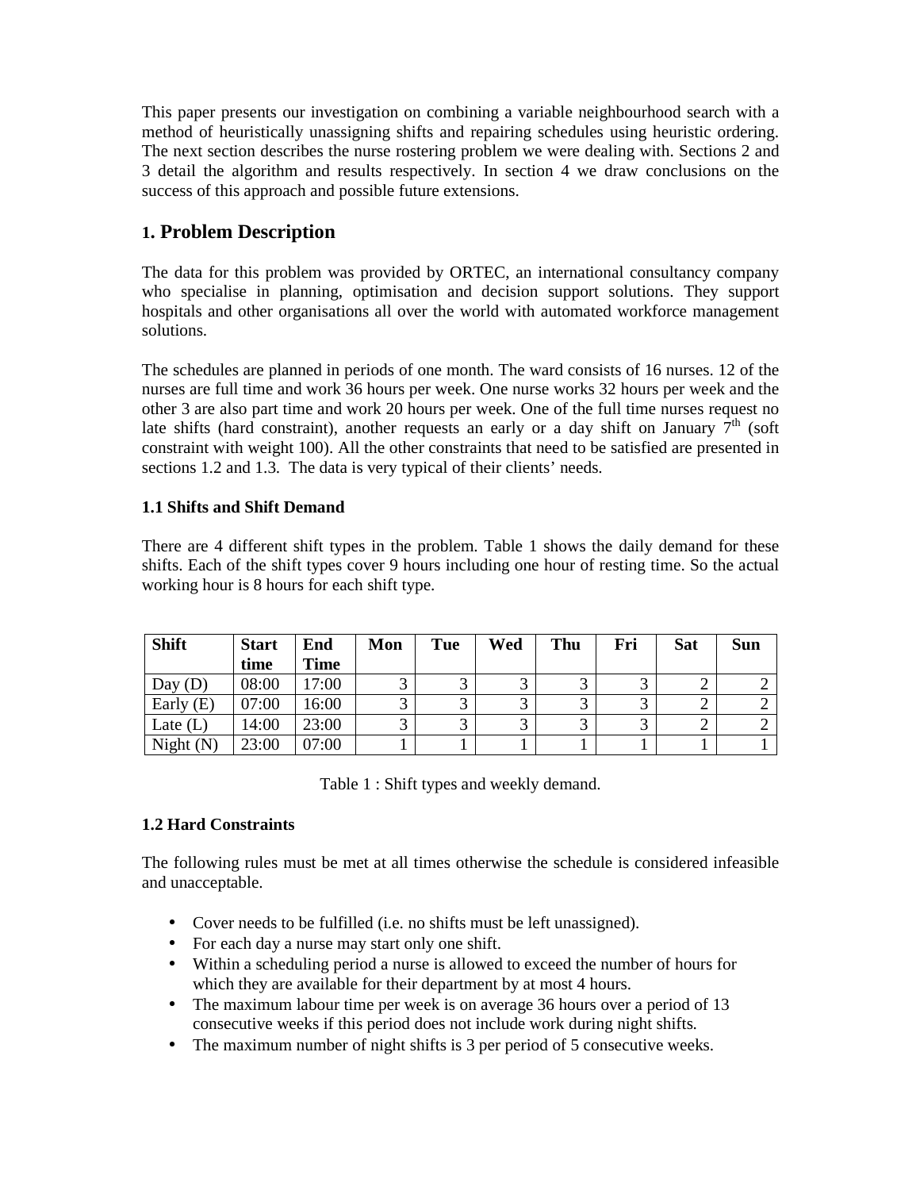This paper presents our investigation on combining a variable neighbourhood search with a method of heuristically unassigning shifts and repairing schedules using heuristic ordering. The next section describes the nurse rostering problem we were dealing with. Sections 2 and 3 detail the algorithm and results respectively. In section 4 we draw conclusions on the success of this approach and possible future extensions.

## 1. Problem Description

The data for this problem was provided by ORTEC, an international consultancy company who specialise in planning, optimisation and decision support solutions. They support hospitals and other organisations all over the world with automated workforce management solutions.

The schedules are planned in periods of one month. The ward consists of 16 nurses. 12 of the nurses are full time and work 36 hours per week. One nurse works 32 hours per week and the other 3 are also part time and work 20 hours per week. One of the full time nurses request no late shifts (hard constraint), another requests an early or a day shift on January 7th (soft constraint with weight 100). All the other constraints that need to be satisfied are presented in sections 1.2 and 1.3. The data is very typical of their clients' needs.

### 1.1 Shifts and Shift Demand

There are 4 different shift types in the problem. Table 1 shows the daily demand for these shifts. Each of the shift types cover 9 hours including one hour of resting time. So the actual working hour is 8 hours for each shift type.

| Shift | Start time | End Time | Mon | Tue | Wed | Thu | Fri | Sat | Sun |
|---|---|---|---|---|---|---|---|---|---|
| Day (D) | 08:00 | 17:00 | 3 | 3 | 3 | 3 | 3 | 2 | 2 |
| Early (E) | 07:00 | 16:00 | 3 | 3 | 3 | 3 | 3 | 2 | 2 |
| Late (L) | 14:00 | 23:00 | 3 | 3 | 3 | 3 | 3 | 2 | 2 |
| Night (N) | 23:00 | 07:00 | 1 | 1 | 1 | 1 | 1 | 1 | 1 |

Table 1 : Shift types and weekly demand.

### 1.2 Hard Constraints

The following rules must be met at all times otherwise the schedule is considered infeasible and unacceptable.

- Cover needs to be fulfilled (i.e. no shifts must be left unassigned).
- For each day a nurse may start only one shift.
- Within a scheduling period a nurse is allowed to exceed the number of hours for which they are available for their department by at most 4 hours.
- The maximum labour time per week is on average 36 hours over a period of 13 consecutive weeks if this period does not include work during night shifts.
- The maximum number of night shifts is 3 per period of 5 consecutive weeks.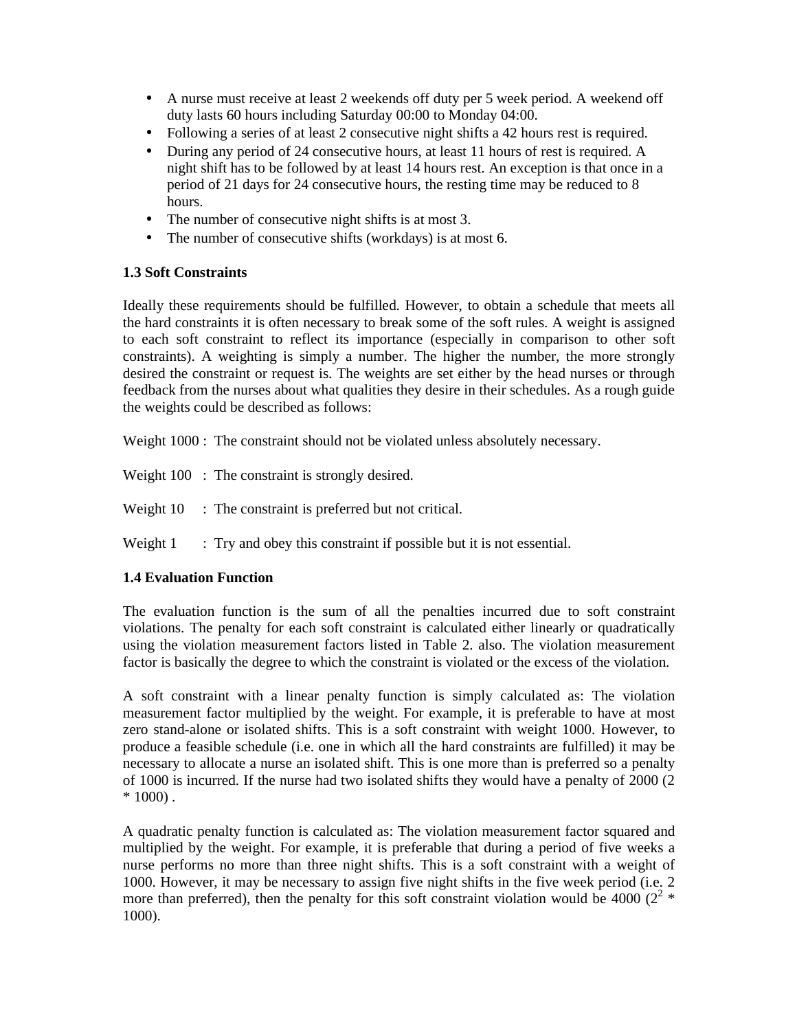- A nurse must receive at least 2 weekends off duty per 5 week period. A weekend off duty lasts 60 hours including Saturday 00:00 to Monday 04:00.
- Following a series of at least 2 consecutive night shifts a 42 hours rest is required.
- During any period of 24 consecutive hours, at least 11 hours of rest is required. A night shift has to be followed by at least 14 hours rest. An exception is that once in a period of 21 days for 24 consecutive hours, the resting time may be reduced to 8 hours.
- The number of consecutive night shifts is at most 3.
- The number of consecutive shifts (workdays) is at most 6.

### 1.3 Soft Constraints

Ideally these requirements should be fulfilled. However, to obtain a schedule that meets all the hard constraints it is often necessary to break some of the soft rules. A weight is assigned to each soft constraint to reflect its importance (especially in comparison to other soft constraints). A weighting is simply a number. The higher the number, the more strongly desired the constraint or request is. The weights are set either by the head nurses or through feedback from the nurses about what qualities they desire in their schedules. As a rough guide the weights could be described as follows:

Weight 1000 : The constraint should not be violated unless absolutely necessary.

Weight 100 : The constraint is strongly desired.

Weight 10 : The constraint is preferred but not critical.

Weight 1 : Try and obey this constraint if possible but it is not essential.

### 1.4 Evaluation Function

The evaluation function is the sum of all the penalties incurred due to soft constraint violations. The penalty for each soft constraint is calculated either linearly or quadratically using the violation measurement factors listed in Table 2. also. The violation measurement factor is basically the degree to which the constraint is violated or the excess of the violation.

A soft constraint with a linear penalty function is simply calculated as: The violation measurement factor multiplied by the weight. For example, it is preferable to have at most zero stand-alone or isolated shifts. This is a soft constraint with weight 1000. However, to produce a feasible schedule (i.e. one in which all the hard constraints are fulfilled) it may be necessary to allocate a nurse an isolated shift. This is one more than is preferred so a penalty of 1000 is incurred. If the nurse had two isolated shifts they would have a penalty of 2000 (2 * 1000) .

A quadratic penalty function is calculated as: The violation measurement factor squared and multiplied by the weight. For example, it is preferable that during a period of five weeks a nurse performs no more than three night shifts. This is a soft constraint with a weight of 1000. However, it may be necessary to assign five night shifts in the five week period (i.e. 2 more than preferred), then the penalty for this soft constraint violation would be 4000 ($2^2$ * 1000).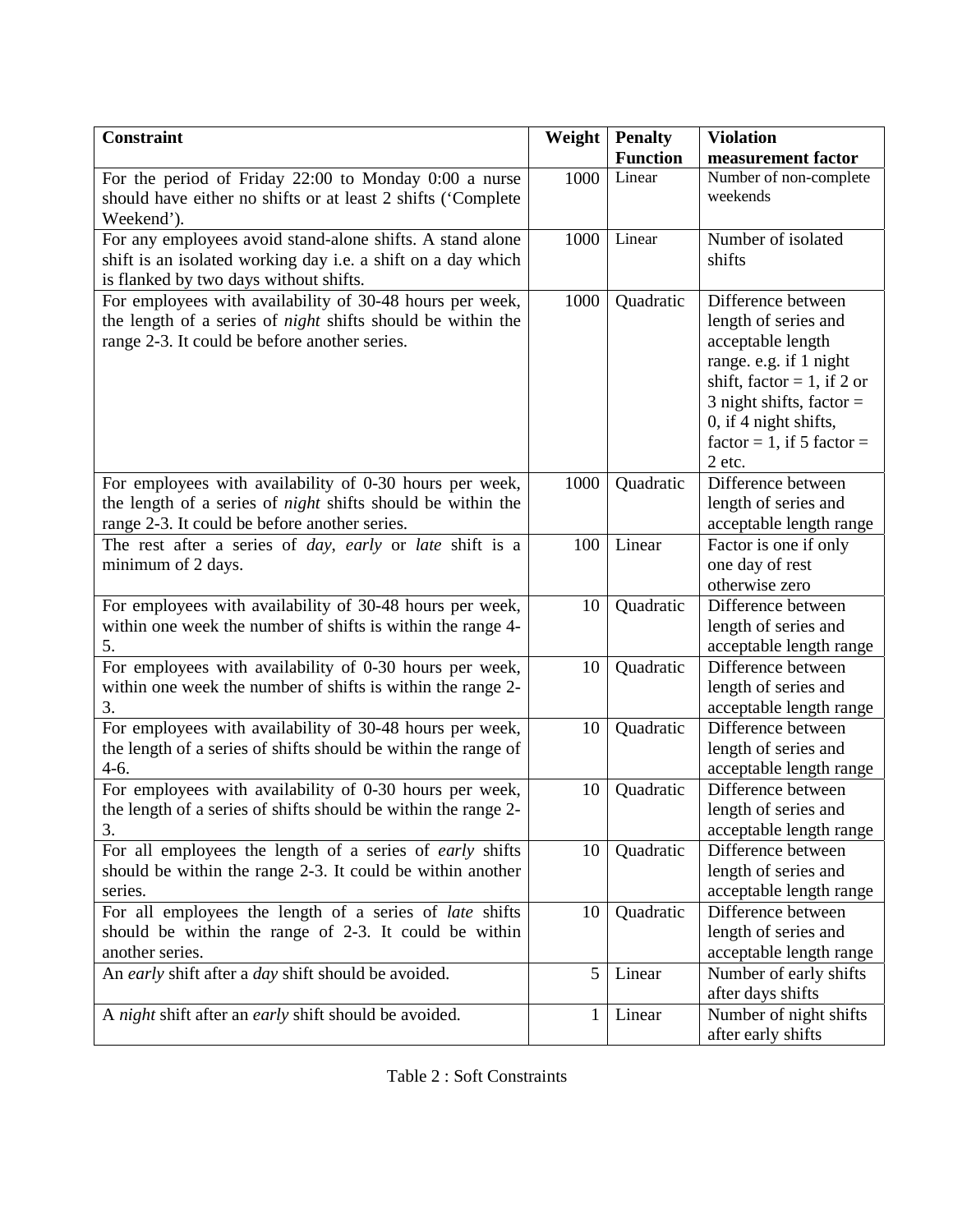| Constraint | Weight | Penalty Function | Violation measurement factor |
|---|---|---|---|
| For the period of Friday 22:00 to Monday 0:00 a nurse should have either no shifts or at least 2 shifts ('Complete Weekend'). | 1000 | Linear | Number of non-complete weekends |
| For any employees avoid stand-alone shifts. A stand alone shift is an isolated working day i.e. a shift on a day which is flanked by two days without shifts. | 1000 | Linear | Number of isolated shifts |
| For employees with availability of 30-48 hours per week, the length of a series of *night* shifts should be within the range 2-3. It could be before another series. | 1000 | Quadratic | Difference between length of series and acceptable length range. e.g. if 1 night shift, factor = 1, if 2 or 3 night shifts, factor = 0, if 4 night shifts, factor = 1, if 5 factor = 2 etc. |
| For employees with availability of 0-30 hours per week, the length of a series of *night* shifts should be within the range 2-3. It could be before another series. | 1000 | Quadratic | Difference between length of series and acceptable length range |
| The rest after a series of *day*, *early* or *late* shift is a minimum of 2 days. | 100 | Linear | Factor is one if only one day of rest otherwise zero |
| For employees with availability of 30-48 hours per week, within one week the number of shifts is within the range 4-5. | 10 | Quadratic | Difference between length of series and acceptable length range |
| For employees with availability of 0-30 hours per week, within one week the number of shifts is within the range 2-3. | 10 | Quadratic | Difference between length of series and acceptable length range |
| For employees with availability of 30-48 hours per week, the length of a series of shifts should be within the range of 4-6. | 10 | Quadratic | Difference between length of series and acceptable length range |
| For employees with availability of 0-30 hours per week, the length of a series of shifts should be within the range 2-3. | 10 | Quadratic | Difference between length of series and acceptable length range |
| For all employees the length of a series of *early* shifts should be within the range 2-3. It could be within another series. | 10 | Quadratic | Difference between length of series and acceptable length range |
| For all employees the length of a series of *late* shifts should be within the range of 2-3. It could be within another series. | 10 | Quadratic | Difference between length of series and acceptable length range |
| An *early* shift after a *day* shift should be avoided. | 5 | Linear | Number of early shifts after days shifts |
| A *night* shift after an *early* shift should be avoided. | 1 | Linear | Number of night shifts after early shifts |

Table 2 : Soft Constraints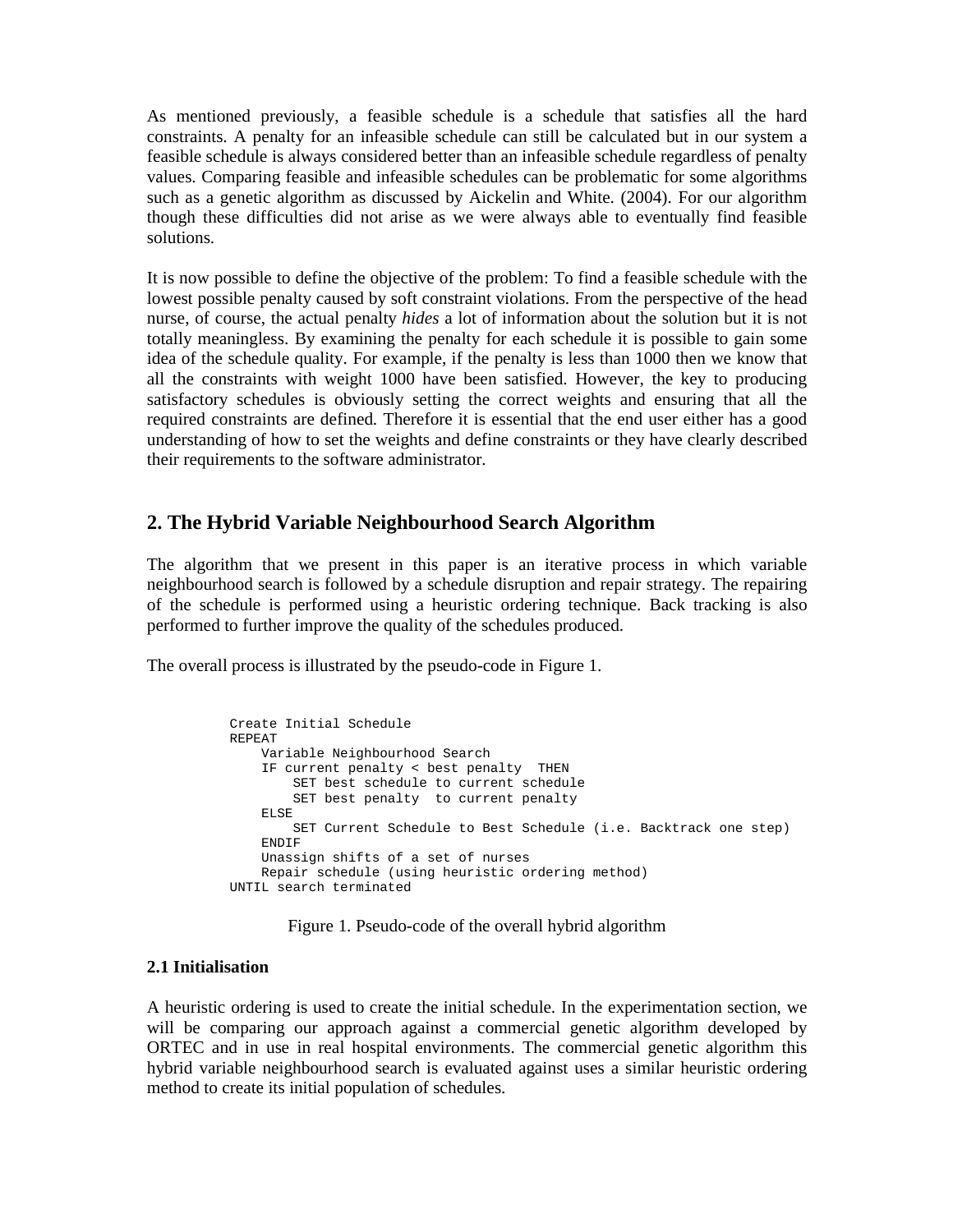As mentioned previously, a feasible schedule is a schedule that satisfies all the hard constraints. A penalty for an infeasible schedule can still be calculated but in our system a feasible schedule is always considered better than an infeasible schedule regardless of penalty values. Comparing feasible and infeasible schedules can be problematic for some algorithms such as a genetic algorithm as discussed by Aickelin and White. (2004). For our algorithm though these difficulties did not arise as we were always able to eventually find feasible solutions.

It is now possible to define the objective of the problem: To find a feasible schedule with the lowest possible penalty caused by soft constraint violations. From the perspective of the head nurse, of course, the actual penalty *hides* a lot of information about the solution but it is not totally meaningless. By examining the penalty for each schedule it is possible to gain some idea of the schedule quality. For example, if the penalty is less than 1000 then we know that all the constraints with weight 1000 have been satisfied. However, the key to producing satisfactory schedules is obviously setting the correct weights and ensuring that all the required constraints are defined. Therefore it is essential that the end user either has a good understanding of how to set the weights and define constraints or they have clearly described their requirements to the software administrator.

## 2. The Hybrid Variable Neighbourhood Search Algorithm

The algorithm that we present in this paper is an iterative process in which variable neighbourhood search is followed by a schedule disruption and repair strategy. The repairing of the schedule is performed using a heuristic ordering technique. Back tracking is also performed to further improve the quality of the schedules produced.

The overall process is illustrated by the pseudo-code in Figure 1.

```
Create Initial Schedule
REPEAT
    Variable Neighbourhood Search
    IF current penalty < best penalty  THEN
        SET best schedule to current schedule
        SET best penalty  to current penalty
    ELSE
        SET Current Schedule to Best Schedule (i.e. Backtrack one step)
    ENDIF
    Unassign shifts of a set of nurses
    Repair schedule (using heuristic ordering method)
UNTIL search terminated
```

Figure 1. Pseudo-code of the overall hybrid algorithm

### 2.1 Initialisation

A heuristic ordering is used to create the initial schedule. In the experimentation section, we will be comparing our approach against a commercial genetic algorithm developed by ORTEC and in use in real hospital environments. The commercial genetic algorithm this hybrid variable neighbourhood search is evaluated against uses a similar heuristic ordering method to create its initial population of schedules.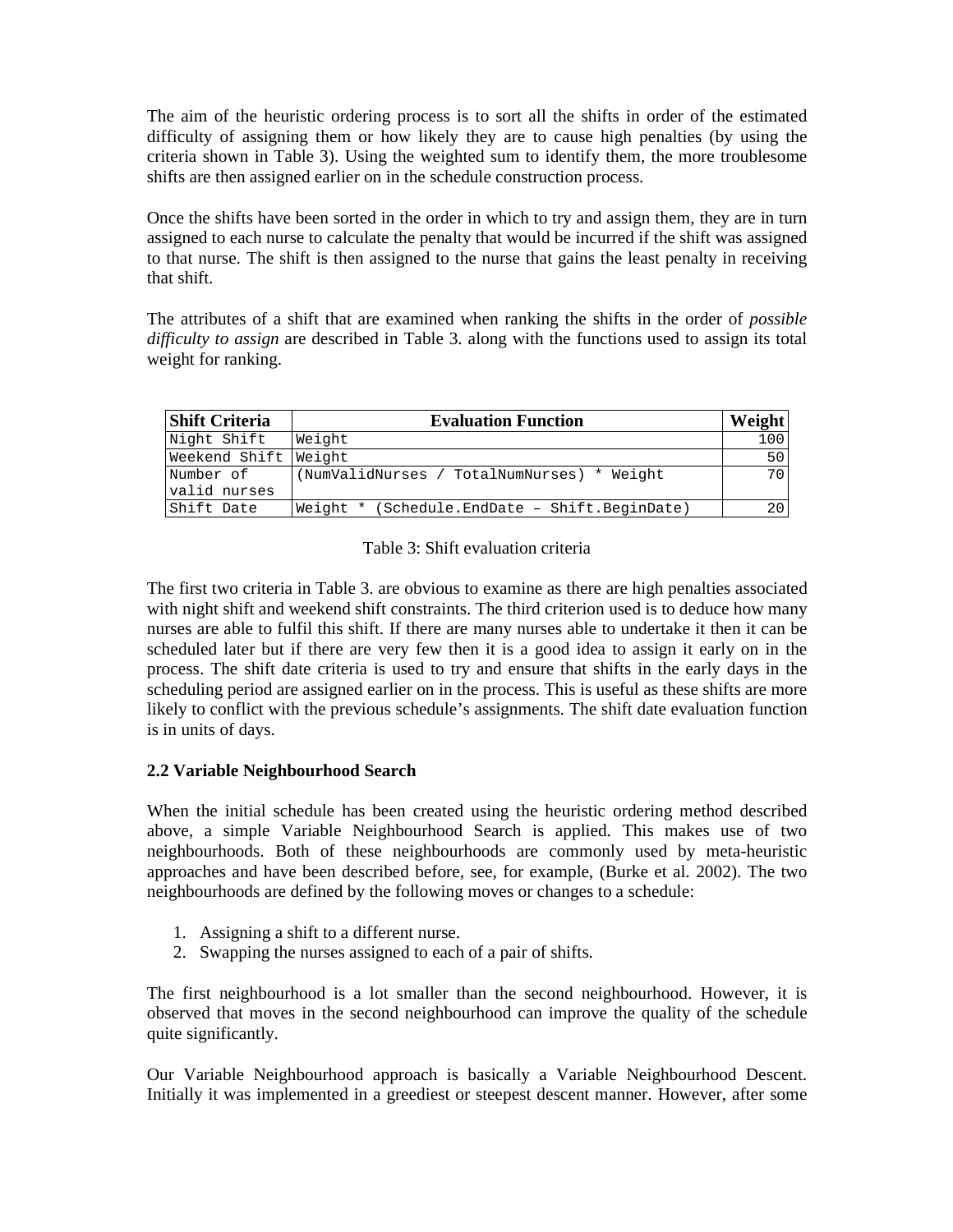The aim of the heuristic ordering process is to sort all the shifts in order of the estimated difficulty of assigning them or how likely they are to cause high penalties (by using the criteria shown in Table 3). Using the weighted sum to identify them, the more troublesome shifts are then assigned earlier on in the schedule construction process.

Once the shifts have been sorted in the order in which to try and assign them, they are in turn assigned to each nurse to calculate the penalty that would be incurred if the shift was assigned to that nurse. The shift is then assigned to the nurse that gains the least penalty in receiving that shift.

The attributes of a shift that are examined when ranking the shifts in the order of *possible difficulty to assign* are described in Table 3. along with the functions used to assign its total weight for ranking.

| Shift Criteria | Evaluation Function | Weight |
|---|---|---|
| Night Shift | Weight | 100 |
| Weekend Shift | Weight | 50 |
| Number of valid nurses | (NumValidNurses / TotalNumNurses) * Weight | 70 |
| Shift Date | Weight * (Schedule.EndDate – Shift.BeginDate) | 20 |

Table 3: Shift evaluation criteria

The first two criteria in Table 3. are obvious to examine as there are high penalties associated with night shift and weekend shift constraints. The third criterion used is to deduce how many nurses are able to fulfil this shift. If there are many nurses able to undertake it then it can be scheduled later but if there are very few then it is a good idea to assign it early on in the process. The shift date criteria is used to try and ensure that shifts in the early days in the scheduling period are assigned earlier on in the process. This is useful as these shifts are more likely to conflict with the previous schedule's assignments. The shift date evaluation function is in units of days.

### 2.2 Variable Neighbourhood Search

When the initial schedule has been created using the heuristic ordering method described above, a simple Variable Neighbourhood Search is applied. This makes use of two neighbourhoods. Both of these neighbourhoods are commonly used by meta-heuristic approaches and have been described before, see, for example, (Burke et al. 2002). The two neighbourhoods are defined by the following moves or changes to a schedule:

1. Assigning a shift to a different nurse.
2. Swapping the nurses assigned to each of a pair of shifts.

The first neighbourhood is a lot smaller than the second neighbourhood. However, it is observed that moves in the second neighbourhood can improve the quality of the schedule quite significantly.

Our Variable Neighbourhood approach is basically a Variable Neighbourhood Descent. Initially it was implemented in a greediest or steepest descent manner. However, after some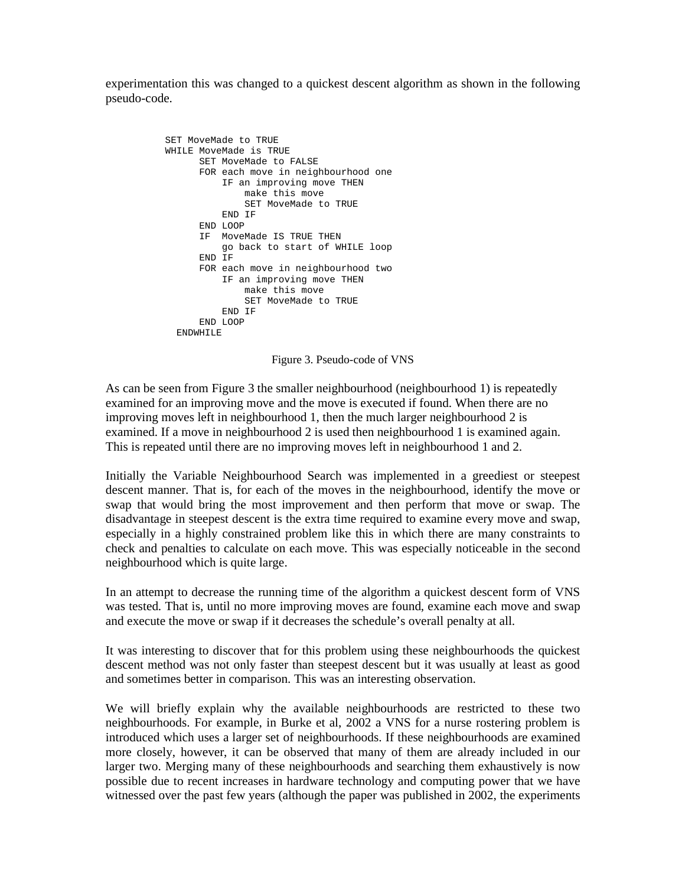experimentation this was changed to a quickest descent algorithm as shown in the following pseudo-code.

```
SET MoveMade to TRUE
WHILE MoveMade is TRUE
      SET MoveMade to FALSE
      FOR each move in neighbourhood one
          IF an improving move THEN
              make this move
              SET MoveMade to TRUE
          END IF
      END LOOP
      IF  MoveMade IS TRUE THEN
          go back to start of WHILE loop
      END IF
      FOR each move in neighbourhood two
          IF an improving move THEN
              make this move
              SET MoveMade to TRUE
          END IF
      END LOOP
  ENDWHILE
```

Figure 3. Pseudo-code of VNS

As can be seen from Figure 3 the smaller neighbourhood (neighbourhood 1) is repeatedly examined for an improving move and the move is executed if found. When there are no improving moves left in neighbourhood 1, then the much larger neighbourhood 2 is examined. If a move in neighbourhood 2 is used then neighbourhood 1 is examined again. This is repeated until there are no improving moves left in neighbourhood 1 and 2.

Initially the Variable Neighbourhood Search was implemented in a greediest or steepest descent manner. That is, for each of the moves in the neighbourhood, identify the move or swap that would bring the most improvement and then perform that move or swap. The disadvantage in steepest descent is the extra time required to examine every move and swap, especially in a highly constrained problem like this in which there are many constraints to check and penalties to calculate on each move. This was especially noticeable in the second neighbourhood which is quite large.

In an attempt to decrease the running time of the algorithm a quickest descent form of VNS was tested. That is, until no more improving moves are found, examine each move and swap and execute the move or swap if it decreases the schedule's overall penalty at all.

It was interesting to discover that for this problem using these neighbourhoods the quickest descent method was not only faster than steepest descent but it was usually at least as good and sometimes better in comparison. This was an interesting observation.

We will briefly explain why the available neighbourhoods are restricted to these two neighbourhoods. For example, in Burke et al, 2002 a VNS for a nurse rostering problem is introduced which uses a larger set of neighbourhoods. If these neighbourhoods are examined more closely, however, it can be observed that many of them are already included in our larger two. Merging many of these neighbourhoods and searching them exhaustively is now possible due to recent increases in hardware technology and computing power that we have witnessed over the past few years (although the paper was published in 2002, the experiments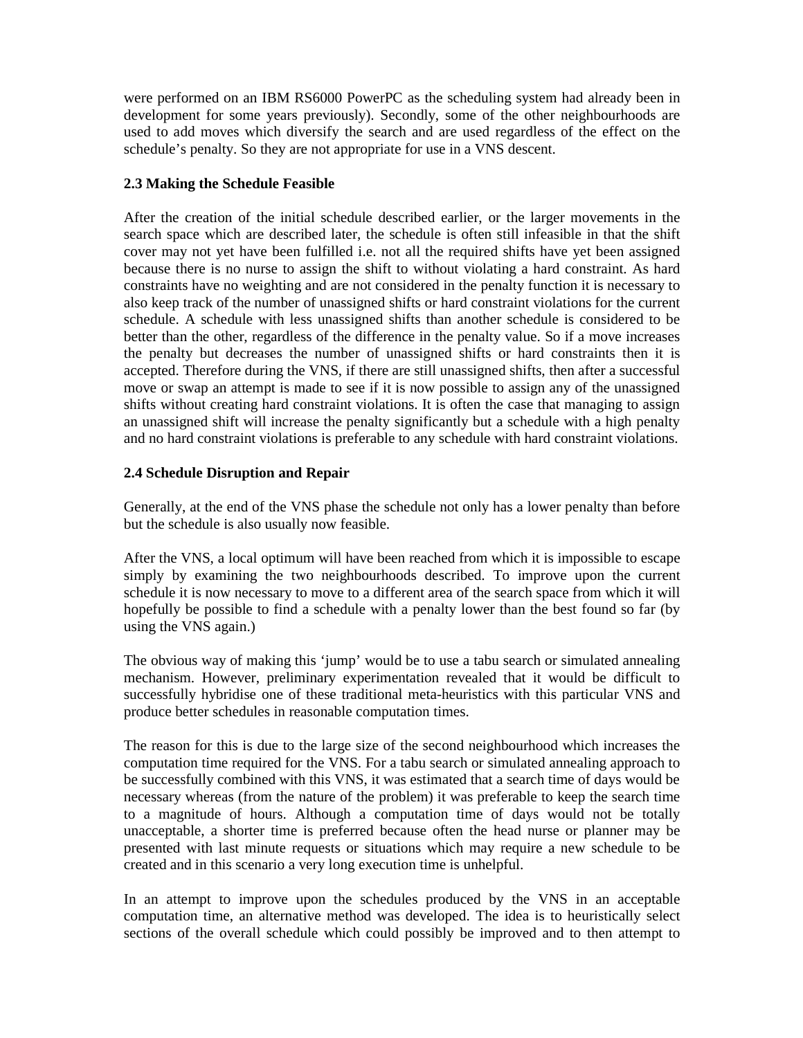were performed on an IBM RS6000 PowerPC as the scheduling system had already been in development for some years previously). Secondly, some of the other neighbourhoods are used to add moves which diversify the search and are used regardless of the effect on the schedule's penalty. So they are not appropriate for use in a VNS descent.

### 2.3 Making the Schedule Feasible

After the creation of the initial schedule described earlier, or the larger movements in the search space which are described later, the schedule is often still infeasible in that the shift cover may not yet have been fulfilled i.e. not all the required shifts have yet been assigned because there is no nurse to assign the shift to without violating a hard constraint. As hard constraints have no weighting and are not considered in the penalty function it is necessary to also keep track of the number of unassigned shifts or hard constraint violations for the current schedule. A schedule with less unassigned shifts than another schedule is considered to be better than the other, regardless of the difference in the penalty value. So if a move increases the penalty but decreases the number of unassigned shifts or hard constraints then it is accepted. Therefore during the VNS, if there are still unassigned shifts, then after a successful move or swap an attempt is made to see if it is now possible to assign any of the unassigned shifts without creating hard constraint violations. It is often the case that managing to assign an unassigned shift will increase the penalty significantly but a schedule with a high penalty and no hard constraint violations is preferable to any schedule with hard constraint violations.

### 2.4 Schedule Disruption and Repair

Generally, at the end of the VNS phase the schedule not only has a lower penalty than before but the schedule is also usually now feasible.

After the VNS, a local optimum will have been reached from which it is impossible to escape simply by examining the two neighbourhoods described. To improve upon the current schedule it is now necessary to move to a different area of the search space from which it will hopefully be possible to find a schedule with a penalty lower than the best found so far (by using the VNS again.)

The obvious way of making this 'jump' would be to use a tabu search or simulated annealing mechanism. However, preliminary experimentation revealed that it would be difficult to successfully hybridise one of these traditional meta-heuristics with this particular VNS and produce better schedules in reasonable computation times.

The reason for this is due to the large size of the second neighbourhood which increases the computation time required for the VNS. For a tabu search or simulated annealing approach to be successfully combined with this VNS, it was estimated that a search time of days would be necessary whereas (from the nature of the problem) it was preferable to keep the search time to a magnitude of hours. Although a computation time of days would not be totally unacceptable, a shorter time is preferred because often the head nurse or planner may be presented with last minute requests or situations which may require a new schedule to be created and in this scenario a very long execution time is unhelpful.

In an attempt to improve upon the schedules produced by the VNS in an acceptable computation time, an alternative method was developed. The idea is to heuristically select sections of the overall schedule which could possibly be improved and to then attempt to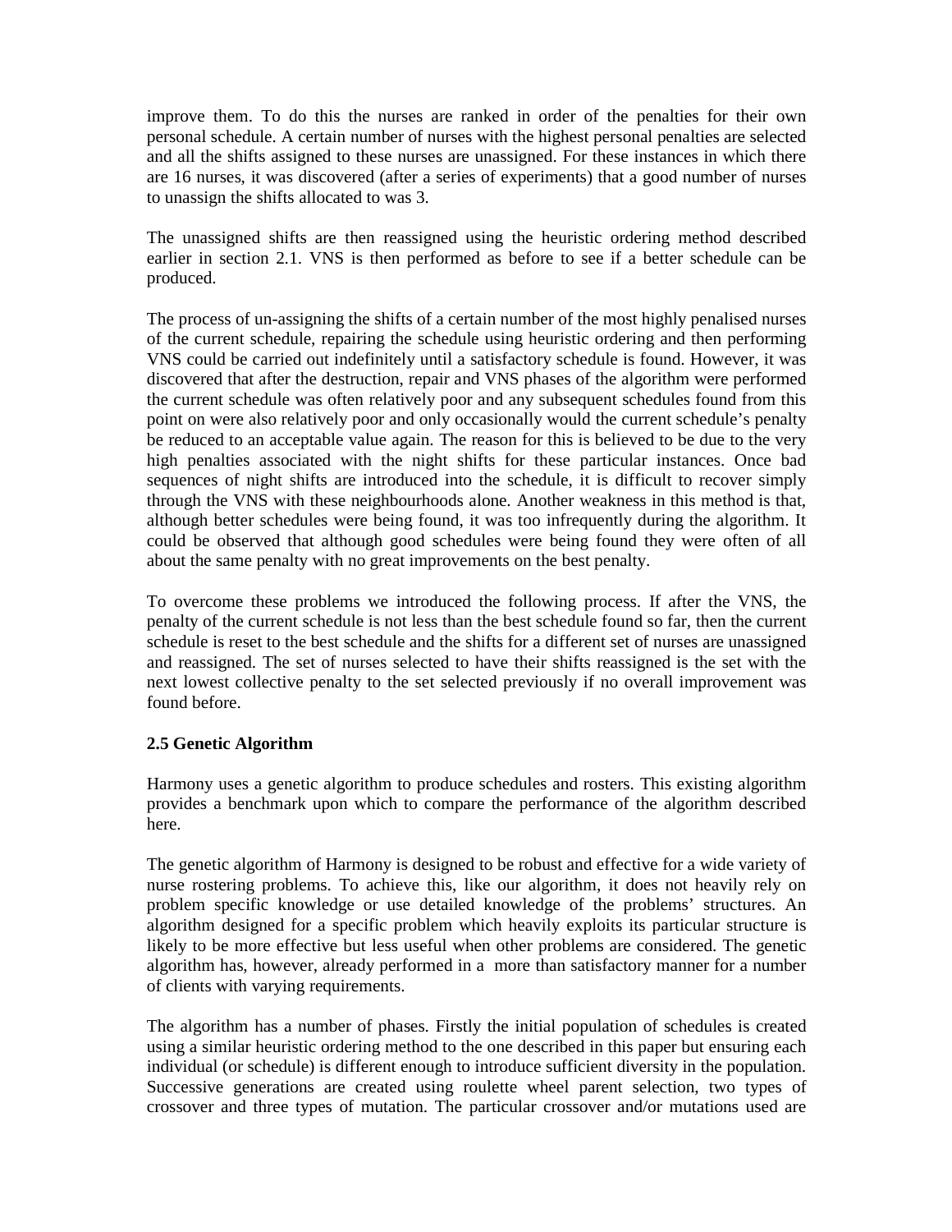improve them. To do this the nurses are ranked in order of the penalties for their own personal schedule. A certain number of nurses with the highest personal penalties are selected and all the shifts assigned to these nurses are unassigned. For these instances in which there are 16 nurses, it was discovered (after a series of experiments) that a good number of nurses to unassign the shifts allocated to was 3.

The unassigned shifts are then reassigned using the heuristic ordering method described earlier in section 2.1. VNS is then performed as before to see if a better schedule can be produced.

The process of un-assigning the shifts of a certain number of the most highly penalised nurses of the current schedule, repairing the schedule using heuristic ordering and then performing VNS could be carried out indefinitely until a satisfactory schedule is found. However, it was discovered that after the destruction, repair and VNS phases of the algorithm were performed the current schedule was often relatively poor and any subsequent schedules found from this point on were also relatively poor and only occasionally would the current schedule's penalty be reduced to an acceptable value again. The reason for this is believed to be due to the very high penalties associated with the night shifts for these particular instances. Once bad sequences of night shifts are introduced into the schedule, it is difficult to recover simply through the VNS with these neighbourhoods alone. Another weakness in this method is that, although better schedules were being found, it was too infrequently during the algorithm. It could be observed that although good schedules were being found they were often of all about the same penalty with no great improvements on the best penalty.

To overcome these problems we introduced the following process. If after the VNS, the penalty of the current schedule is not less than the best schedule found so far, then the current schedule is reset to the best schedule and the shifts for a different set of nurses are unassigned and reassigned. The set of nurses selected to have their shifts reassigned is the set with the next lowest collective penalty to the set selected previously if no overall improvement was found before.

**2.5 Genetic Algorithm**

Harmony uses a genetic algorithm to produce schedules and rosters. This existing algorithm provides a benchmark upon which to compare the performance of the algorithm described here.

The genetic algorithm of Harmony is designed to be robust and effective for a wide variety of nurse rostering problems. To achieve this, like our algorithm, it does not heavily rely on problem specific knowledge or use detailed knowledge of the problems' structures. An algorithm designed for a specific problem which heavily exploits its particular structure is likely to be more effective but less useful when other problems are considered. The genetic algorithm has, however, already performed in a more than satisfactory manner for a number of clients with varying requirements.

The algorithm has a number of phases. Firstly the initial population of schedules is created using a similar heuristic ordering method to the one described in this paper but ensuring each individual (or schedule) is different enough to introduce sufficient diversity in the population. Successive generations are created using roulette wheel parent selection, two types of crossover and three types of mutation. The particular crossover and/or mutations used are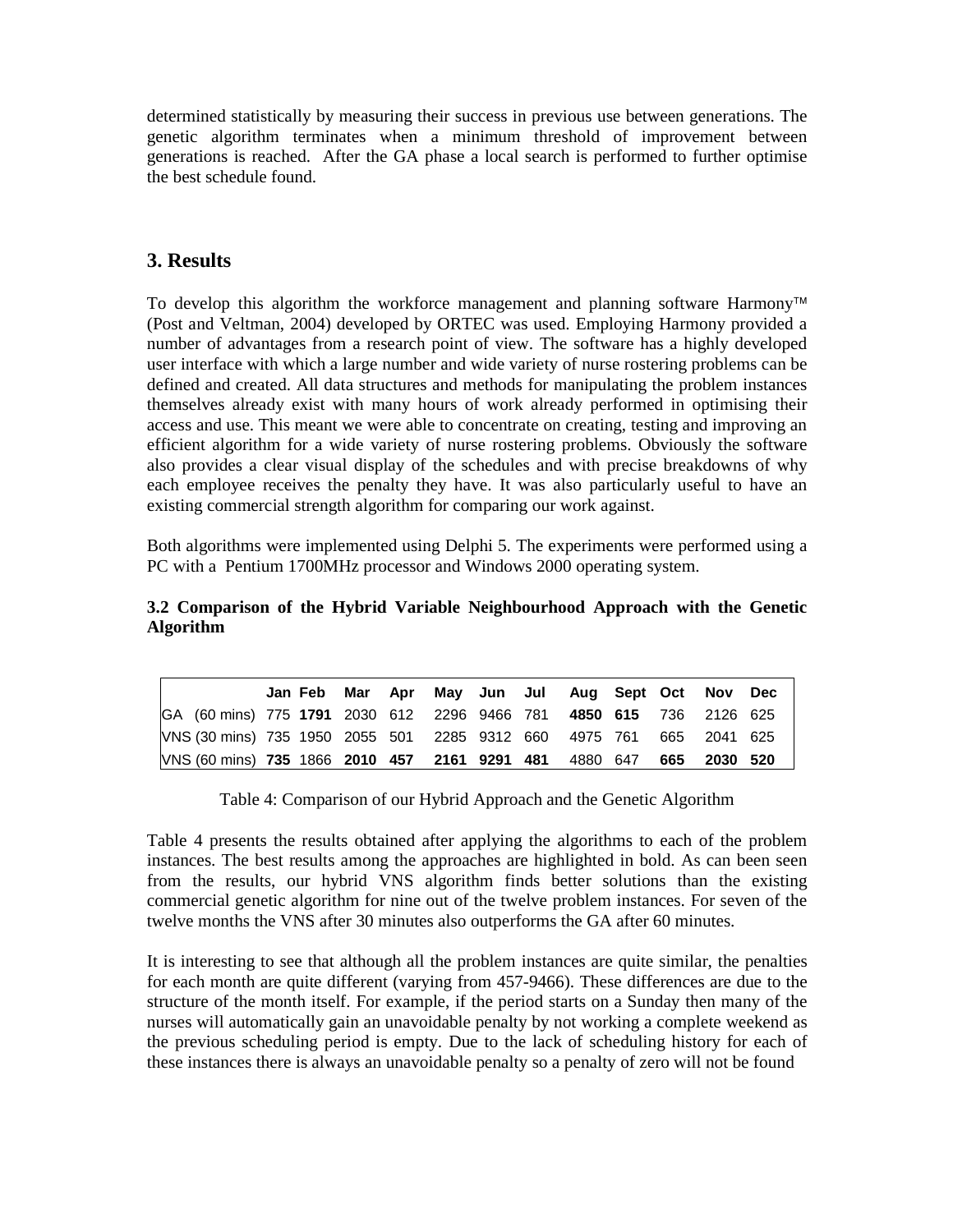determined statistically by measuring their success in previous use between generations. The genetic algorithm terminates when a minimum threshold of improvement between generations is reached. After the GA phase a local search is performed to further optimise the best schedule found.

## 3. Results

To develop this algorithm the workforce management and planning software Harmony™ (Post and Veltman, 2004) developed by ORTEC was used. Employing Harmony provided a number of advantages from a research point of view. The software has a highly developed user interface with which a large number and wide variety of nurse rostering problems can be defined and created. All data structures and methods for manipulating the problem instances themselves already exist with many hours of work already performed in optimising their access and use. This meant we were able to concentrate on creating, testing and improving an efficient algorithm for a wide variety of nurse rostering problems. Obviously the software also provides a clear visual display of the schedules and with precise breakdowns of why each employee receives the penalty they have. It was also particularly useful to have an existing commercial strength algorithm for comparing our work against.

Both algorithms were implemented using Delphi 5. The experiments were performed using a PC with a Pentium 1700MHz processor and Windows 2000 operating system.

### 3.2 Comparison of the Hybrid Variable Neighbourhood Approach with the Genetic Algorithm

| | Jan | Feb | Mar | Apr | May | Jun | Jul | Aug | Sept | Oct | Nov | Dec |
|---|---|---|---|---|---|---|---|---|---|---|---|---|
| GA (60 mins) | 775 | **1791** | 2030 | 612 | 2296 | 9466 | 781 | **4850** | **615** | 736 | 2126 | 625 |
| VNS (30 mins) | 735 | 1950 | 2055 | 501 | 2285 | 9312 | 660 | 4975 | 761 | 665 | 2041 | 625 |
| VNS (60 mins) | **735** | 1866 | **2010** | **457** | **2161** | **9291** | **481** | 4880 | 647 | **665** | **2030** | **520** |

Table 4: Comparison of our Hybrid Approach and the Genetic Algorithm

Table 4 presents the results obtained after applying the algorithms to each of the problem instances. The best results among the approaches are highlighted in bold. As can been seen from the results, our hybrid VNS algorithm finds better solutions than the existing commercial genetic algorithm for nine out of the twelve problem instances. For seven of the twelve months the VNS after 30 minutes also outperforms the GA after 60 minutes.

It is interesting to see that although all the problem instances are quite similar, the penalties for each month are quite different (varying from 457-9466). These differences are due to the structure of the month itself. For example, if the period starts on a Sunday then many of the nurses will automatically gain an unavoidable penalty by not working a complete weekend as the previous scheduling period is empty. Due to the lack of scheduling history for each of these instances there is always an unavoidable penalty so a penalty of zero will not be found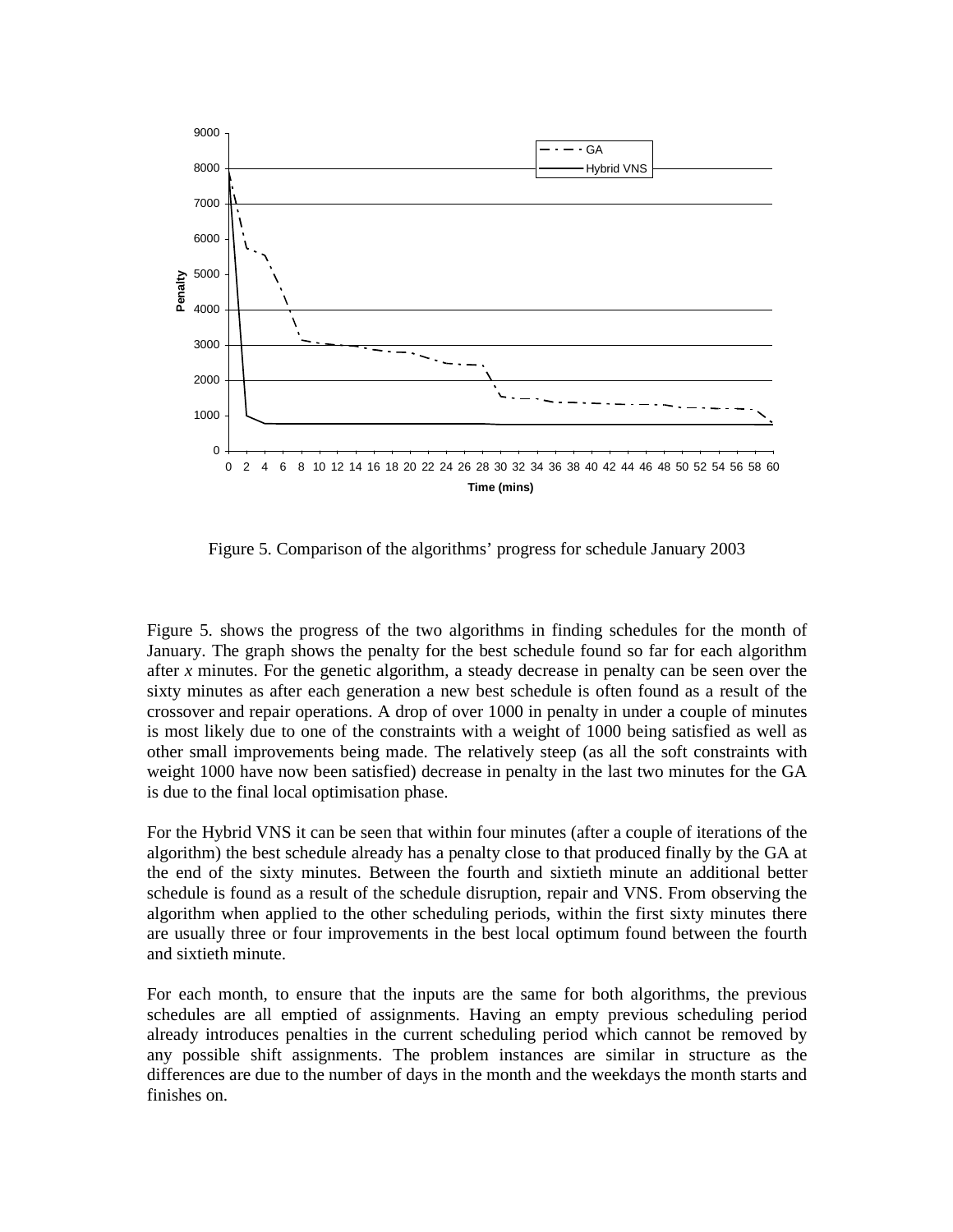Figure 5. Comparison of the algorithms' progress for schedule January 2003

Figure 5. shows the progress of the two algorithms in finding schedules for the month of January. The graph shows the penalty for the best schedule found so far for each algorithm after *x* minutes. For the genetic algorithm, a steady decrease in penalty can be seen over the sixty minutes as after each generation a new best schedule is often found as a result of the crossover and repair operations. A drop of over 1000 in penalty in under a couple of minutes is most likely due to one of the constraints with a weight of 1000 being satisfied as well as other small improvements being made. The relatively steep (as all the soft constraints with weight 1000 have now been satisfied) decrease in penalty in the last two minutes for the GA is due to the final local optimisation phase.

For the Hybrid VNS it can be seen that within four minutes (after a couple of iterations of the algorithm) the best schedule already has a penalty close to that produced finally by the GA at the end of the sixty minutes. Between the fourth and sixtieth minute an additional better schedule is found as a result of the schedule disruption, repair and VNS. From observing the algorithm when applied to the other scheduling periods, within the first sixty minutes there are usually three or four improvements in the best local optimum found between the fourth and sixtieth minute.

For each month, to ensure that the inputs are the same for both algorithms, the previous schedules are all emptied of assignments. Having an empty previous scheduling period already introduces penalties in the current scheduling period which cannot be removed by any possible shift assignments. The problem instances are similar in structure as the differences are due to the number of days in the month and the weekdays the month starts and finishes on.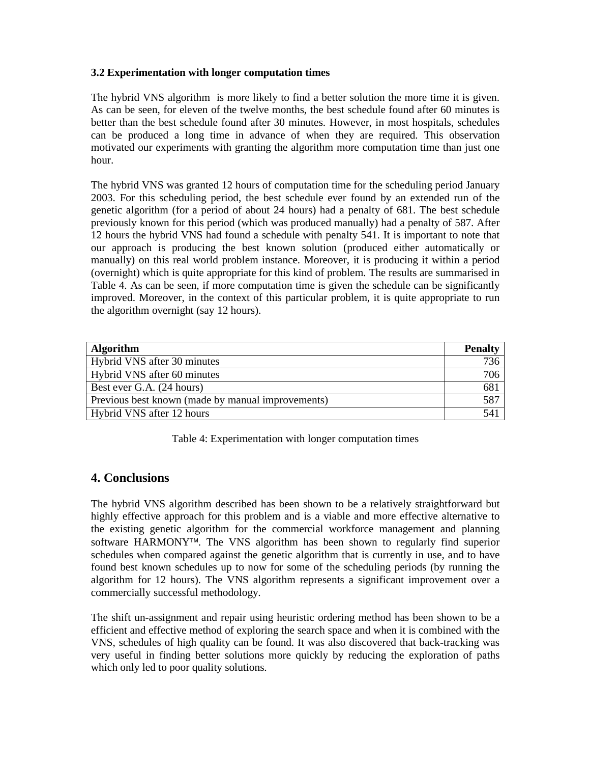### 3.2 Experimentation with longer computation times

The hybrid VNS algorithm is more likely to find a better solution the more time it is given. As can be seen, for eleven of the twelve months, the best schedule found after 60 minutes is better than the best schedule found after 30 minutes. However, in most hospitals, schedules can be produced a long time in advance of when they are required. This observation motivated our experiments with granting the algorithm more computation time than just one hour.

The hybrid VNS was granted 12 hours of computation time for the scheduling period January 2003. For this scheduling period, the best schedule ever found by an extended run of the genetic algorithm (for a period of about 24 hours) had a penalty of 681. The best schedule previously known for this period (which was produced manually) had a penalty of 587. After 12 hours the hybrid VNS had found a schedule with penalty 541. It is important to note that our approach is producing the best known solution (produced either automatically or manually) on this real world problem instance. Moreover, it is producing it within a period (overnight) which is quite appropriate for this kind of problem. The results are summarised in Table 4. As can be seen, if more computation time is given the schedule can be significantly improved. Moreover, in the context of this particular problem, it is quite appropriate to run the algorithm overnight (say 12 hours).

| **Algorithm** | **Penalty** |
| --- | ---: |
| Hybrid VNS after 30 minutes | 736 |
| Hybrid VNS after 60 minutes | 706 |
| Best ever G.A. (24 hours) | 681 |
| Previous best known (made by manual improvements) | 587 |
| Hybrid VNS after 12 hours | 541 |

Table 4: Experimentation with longer computation times

## 4. Conclusions

The hybrid VNS algorithm described has been shown to be a relatively straightforward but highly effective approach for this problem and is a viable and more effective alternative to the existing genetic algorithm for the commercial workforce management and planning software HARMONY™. The VNS algorithm has been shown to regularly find superior schedules when compared against the genetic algorithm that is currently in use, and to have found best known schedules up to now for some of the scheduling periods (by running the algorithm for 12 hours). The VNS algorithm represents a significant improvement over a commercially successful methodology.

The shift un-assignment and repair using heuristic ordering method has been shown to be a efficient and effective method of exploring the search space and when it is combined with the VNS, schedules of high quality can be found. It was also discovered that back-tracking was very useful in finding better solutions more quickly by reducing the exploration of paths which only led to poor quality solutions.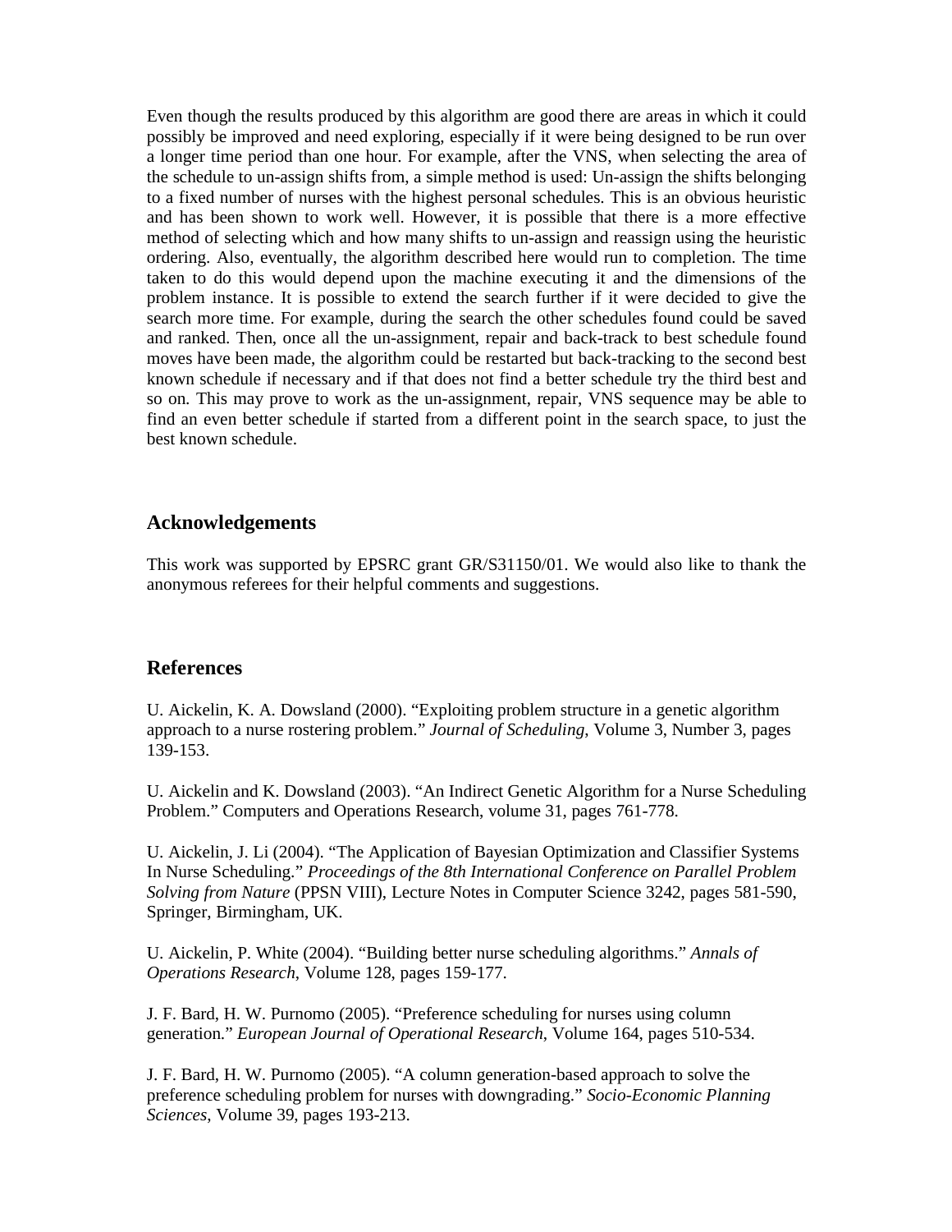Even though the results produced by this algorithm are good there are areas in which it could possibly be improved and need exploring, especially if it were being designed to be run over a longer time period than one hour. For example, after the VNS, when selecting the area of the schedule to un-assign shifts from, a simple method is used: Un-assign the shifts belonging to a fixed number of nurses with the highest personal schedules. This is an obvious heuristic and has been shown to work well. However, it is possible that there is a more effective method of selecting which and how many shifts to un-assign and reassign using the heuristic ordering. Also, eventually, the algorithm described here would run to completion. The time taken to do this would depend upon the machine executing it and the dimensions of the problem instance. It is possible to extend the search further if it were decided to give the search more time. For example, during the search the other schedules found could be saved and ranked. Then, once all the un-assignment, repair and back-track to best schedule found moves have been made, the algorithm could be restarted but back-tracking to the second best known schedule if necessary and if that does not find a better schedule try the third best and so on. This may prove to work as the un-assignment, repair, VNS sequence may be able to find an even better schedule if started from a different point in the search space, to just the best known schedule.

## Acknowledgements

This work was supported by EPSRC grant GR/S31150/01. We would also like to thank the anonymous referees for their helpful comments and suggestions.

## References

U. Aickelin, K. A. Dowsland (2000). "Exploiting problem structure in a genetic algorithm approach to a nurse rostering problem." *Journal of Scheduling*, Volume 3, Number 3, pages 139-153.

U. Aickelin and K. Dowsland (2003). "An Indirect Genetic Algorithm for a Nurse Scheduling Problem." Computers and Operations Research, volume 31, pages 761-778.

U. Aickelin, J. Li (2004). "The Application of Bayesian Optimization and Classifier Systems In Nurse Scheduling." *Proceedings of the 8th International Conference on Parallel Problem Solving from Nature* (PPSN VIII), Lecture Notes in Computer Science 3242, pages 581-590, Springer, Birmingham, UK.

U. Aickelin, P. White (2004). "Building better nurse scheduling algorithms." *Annals of Operations Research*, Volume 128, pages 159-177.

J. F. Bard, H. W. Purnomo (2005). "Preference scheduling for nurses using column generation." *European Journal of Operational Research*, Volume 164, pages 510-534.

J. F. Bard, H. W. Purnomo (2005). "A column generation-based approach to solve the preference scheduling problem for nurses with downgrading." *Socio-Economic Planning Sciences*, Volume 39, pages 193-213.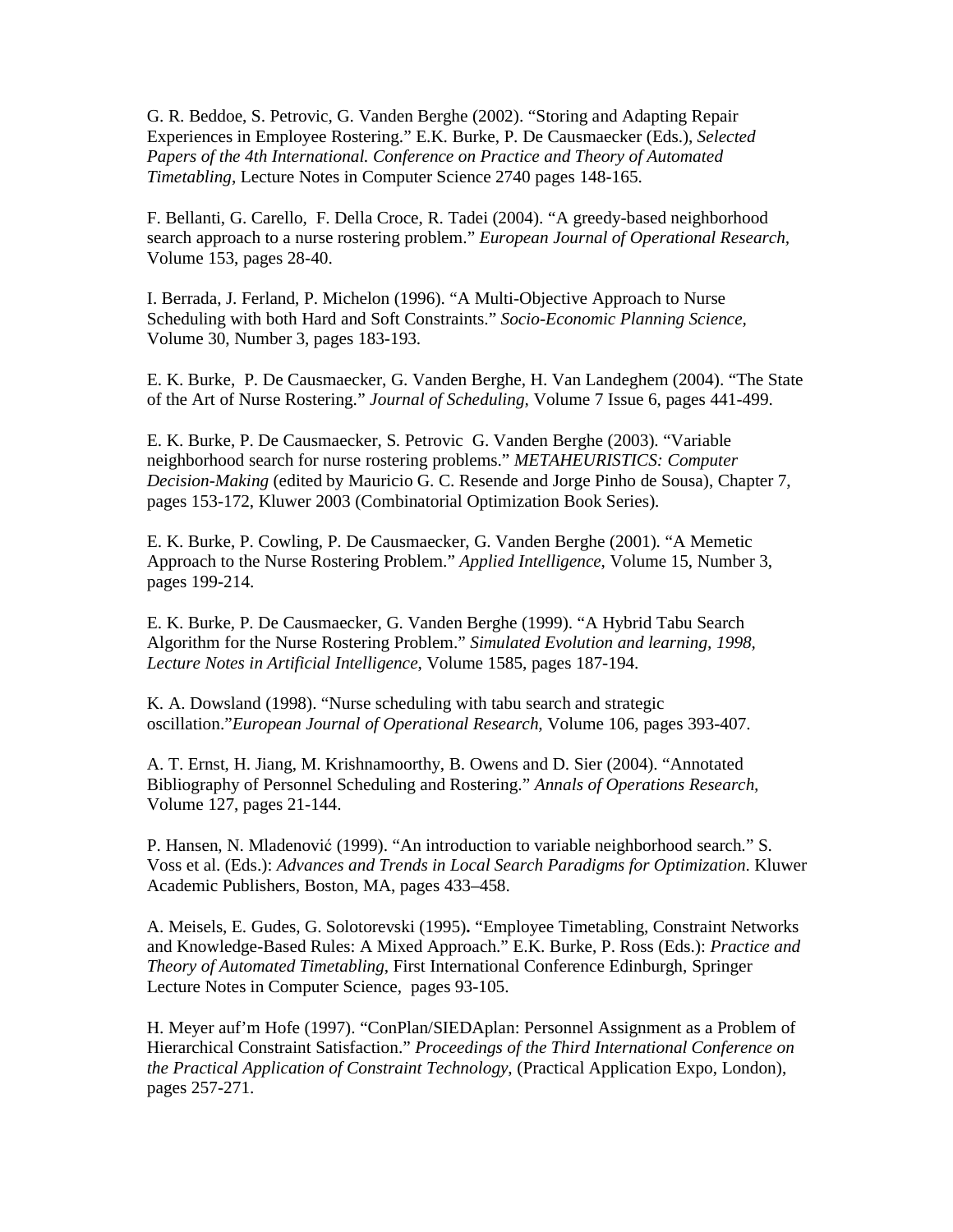G. R. Beddoe, S. Petrovic, G. Vanden Berghe (2002). "Storing and Adapting Repair Experiences in Employee Rostering." E.K. Burke, P. De Causmaecker (Eds.), *Selected Papers of the 4th International. Conference on Practice and Theory of Automated Timetabling*, Lecture Notes in Computer Science 2740 pages 148-165.

F. Bellanti, G. Carello, F. Della Croce, R. Tadei (2004). "A greedy-based neighborhood search approach to a nurse rostering problem." *European Journal of Operational Research*, Volume 153, pages 28-40.

I. Berrada, J. Ferland, P. Michelon (1996). "A Multi-Objective Approach to Nurse Scheduling with both Hard and Soft Constraints." *Socio-Economic Planning Science*, Volume 30, Number 3, pages 183-193.

E. K. Burke, P. De Causmaecker, G. Vanden Berghe, H. Van Landeghem (2004). "The State of the Art of Nurse Rostering." *Journal of Scheduling*, Volume 7 Issue 6, pages 441-499.

E. K. Burke, P. De Causmaecker, S. Petrovic G. Vanden Berghe (2003). "Variable neighborhood search for nurse rostering problems." *METAHEURISTICS: Computer Decision-Making* (edited by Mauricio G. C. Resende and Jorge Pinho de Sousa), Chapter 7, pages 153-172, Kluwer 2003 (Combinatorial Optimization Book Series).

E. K. Burke, P. Cowling, P. De Causmaecker, G. Vanden Berghe (2001). "A Memetic Approach to the Nurse Rostering Problem." *Applied Intelligence*, Volume 15, Number 3, pages 199-214.

E. K. Burke, P. De Causmaecker, G. Vanden Berghe (1999). "A Hybrid Tabu Search Algorithm for the Nurse Rostering Problem." *Simulated Evolution and learning, 1998, Lecture Notes in Artificial Intelligence*, Volume 1585, pages 187-194.

K. A. Dowsland (1998). "Nurse scheduling with tabu search and strategic oscillation."*European Journal of Operational Research*, Volume 106, pages 393-407.

A. T. Ernst, H. Jiang, M. Krishnamoorthy, B. Owens and D. Sier (2004). "Annotated Bibliography of Personnel Scheduling and Rostering." *Annals of Operations Research*, Volume 127, pages 21-144.

P. Hansen, N. Mladenović (1999). "An introduction to variable neighborhood search." S. Voss et al. (Eds.): *Advances and Trends in Local Search Paradigms for Optimization*. Kluwer Academic Publishers, Boston, MA, pages 433–458.

A. Meisels, E. Gudes, G. Solotorevski (1995)**.** "Employee Timetabling, Constraint Networks and Knowledge-Based Rules: A Mixed Approach." E.K. Burke, P. Ross (Eds.): *Practice and Theory of Automated Timetabling*, First International Conference Edinburgh, Springer Lecture Notes in Computer Science, pages 93-105.

H. Meyer auf'm Hofe (1997). "ConPlan/SIEDAplan: Personnel Assignment as a Problem of Hierarchical Constraint Satisfaction." *Proceedings of the Third International Conference on the Practical Application of Constraint Technology*, (Practical Application Expo, London), pages 257-271.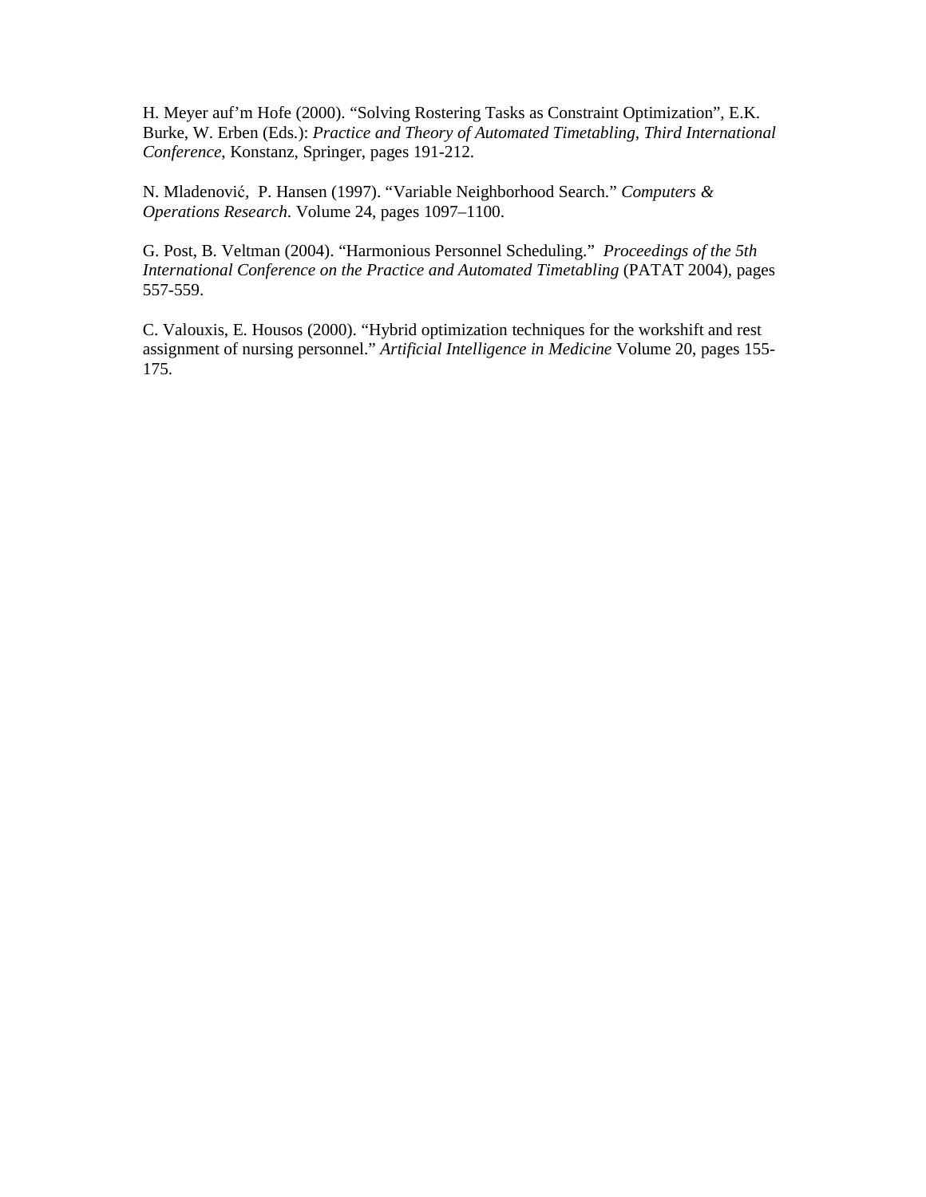H. Meyer auf'm Hofe (2000). "Solving Rostering Tasks as Constraint Optimization", E.K. Burke, W. Erben (Eds.): *Practice and Theory of Automated Timetabling, Third International Conference*, Konstanz, Springer, pages 191-212.

N. Mladenović, P. Hansen (1997). "Variable Neighborhood Search." *Computers & Operations Research*. Volume 24, pages 1097–1100.

G. Post, B. Veltman (2004). "Harmonious Personnel Scheduling." *Proceedings of the 5th International Conference on the Practice and Automated Timetabling* (PATAT 2004), pages 557-559.

C. Valouxis, E. Housos (2000). "Hybrid optimization techniques for the workshift and rest assignment of nursing personnel." *Artificial Intelligence in Medicine* Volume 20, pages 155-175.